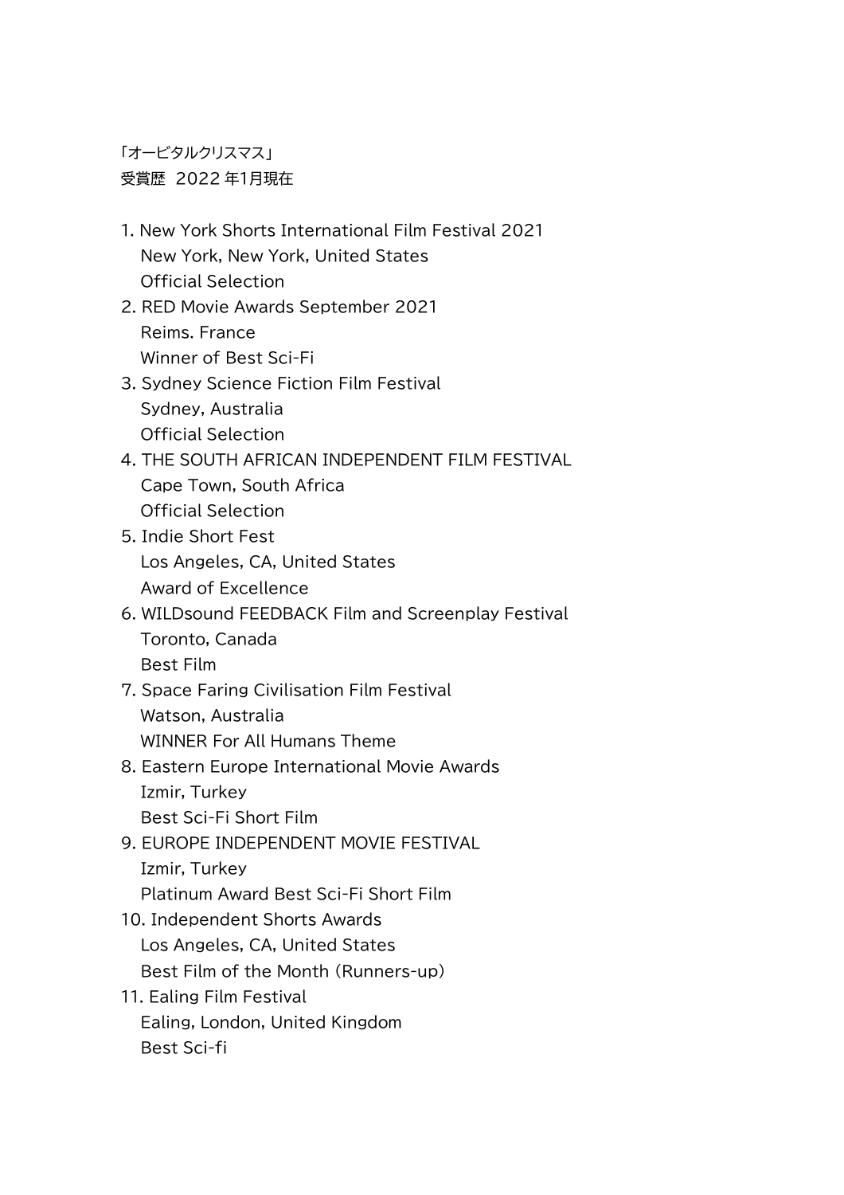「オービタルクリスマス」
受賞歴　2022 年1月現在

1. New York Shorts International Film Festival 2021
   New York, New York, United States
   Official Selection
2. RED Movie Awards September 2021
   Reims. France
   Winner of Best Sci-Fi
3. Sydney Science Fiction Film Festival
   Sydney, Australia
   Official Selection
4. THE SOUTH AFRICAN INDEPENDENT FILM FESTIVAL
   Cape Town, South Africa
   Official Selection
5. Indie Short Fest
   Los Angeles, CA, United States
   Award of Excellence
6. WILDsound FEEDBACK Film and Screenplay Festival
   Toronto, Canada
   Best Film
7. Space Faring Civilisation Film Festival
   Watson, Australia
   WINNER For All Humans Theme
8. Eastern Europe International Movie Awards
   Izmir, Turkey
   Best Sci-Fi Short Film
9. EUROPE INDEPENDENT MOVIE FESTIVAL
   Izmir, Turkey
   Platinum Award Best Sci-Fi Short Film
10. Independent Shorts Awards
    Los Angeles, CA, United States
    Best Film of the Month (Runners-up)
11. Ealing Film Festival
    Ealing, London, United Kingdom
    Best Sci-fi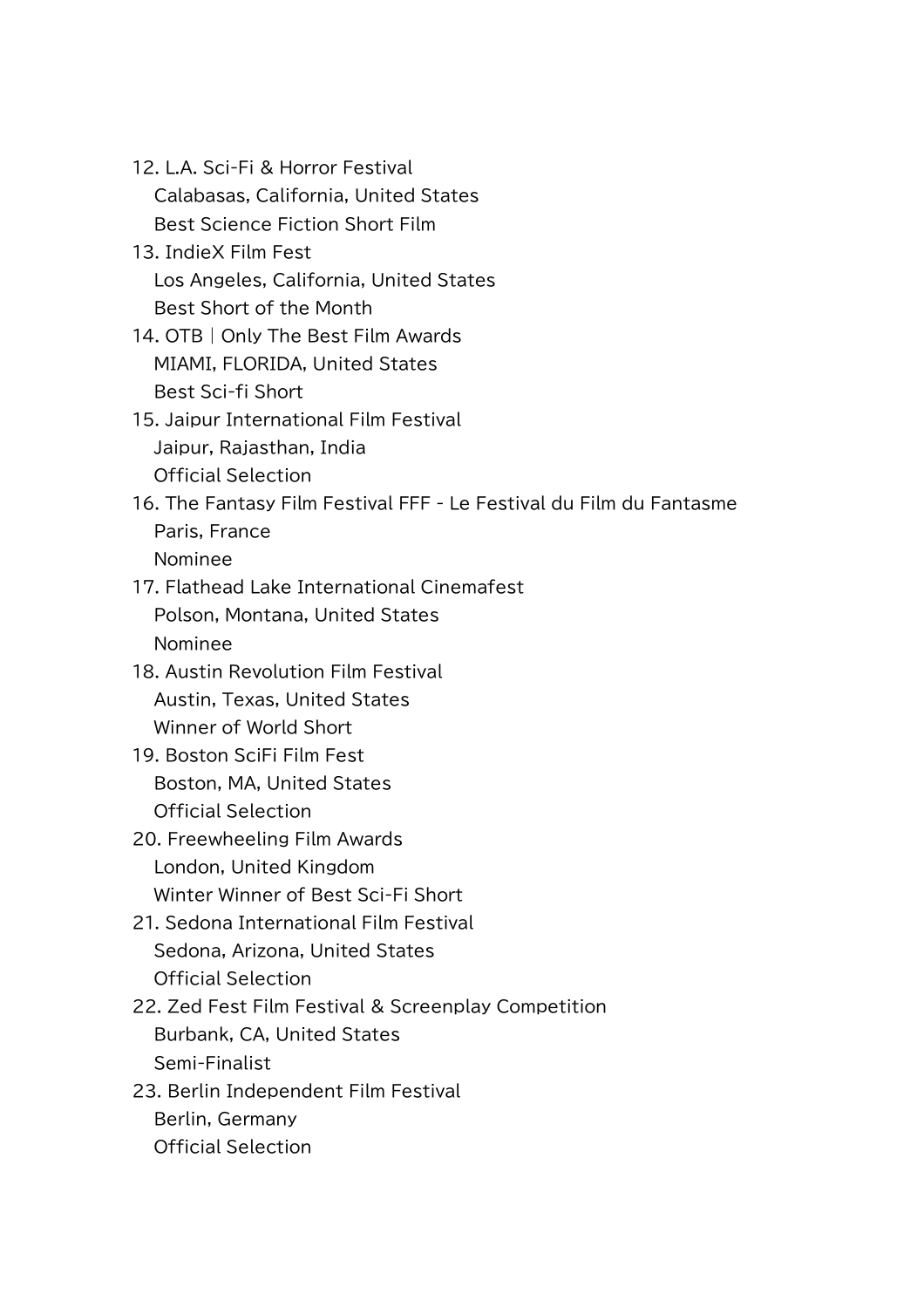12. L.A. Sci-Fi & Horror Festival
    Calabasas, California, United States
    Best Science Fiction Short Film
13. IndieX Film Fest
    Los Angeles, California, United States
    Best Short of the Month
14. OTB | Only The Best Film Awards
    MIAMI, FLORIDA, United States
    Best Sci-fi Short
15. Jaipur International Film Festival
    Jaipur, Rajasthan, India
    Official Selection
16. The Fantasy Film Festival FFF - Le Festival du Film du Fantasme
    Paris, France
    Nominee
17. Flathead Lake International Cinemafest
    Polson, Montana, United States
    Nominee
18. Austin Revolution Film Festival
    Austin, Texas, United States
    Winner of World Short
19. Boston SciFi Film Fest
    Boston, MA, United States
    Official Selection
20. Freewheeling Film Awards
    London, United Kingdom
    Winter Winner of Best Sci-Fi Short
21. Sedona International Film Festival
    Sedona, Arizona, United States
    Official Selection
22. Zed Fest Film Festival & Screenplay Competition
    Burbank, CA, United States
    Semi-Finalist
23. Berlin Independent Film Festival
    Berlin, Germany
    Official Selection